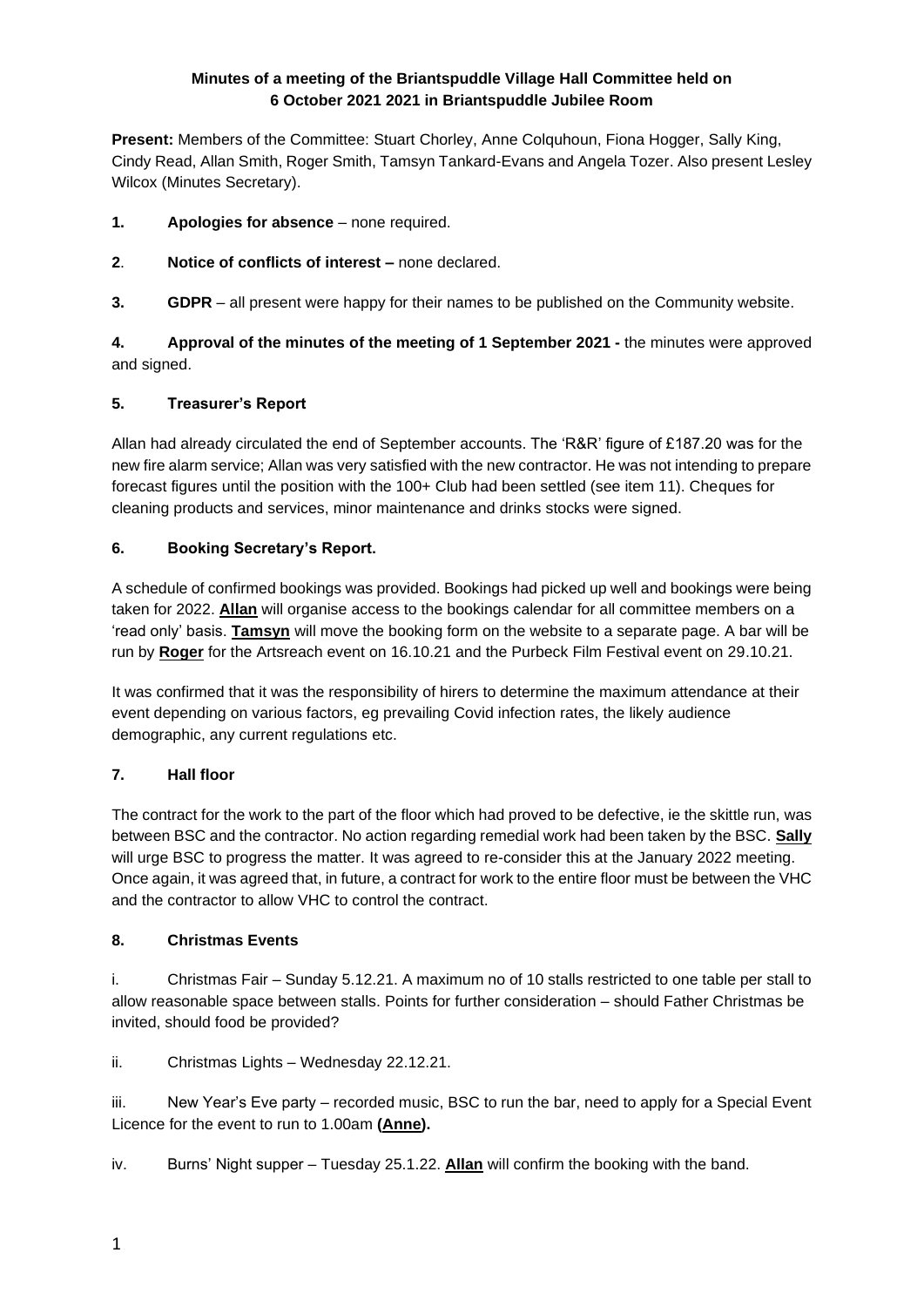**Minutes of a meeting of the Briantspuddle Village Hall Committee held on 6 October 2021 2021 in Briantspuddle Jubilee Room**

**Present:** Members of the Committee: Stuart Chorley, Anne Colquhoun, Fiona Hogger, Sally King, Cindy Read, Allan Smith, Roger Smith, Tamsyn Tankard-Evans and Angela Tozer. Also present Lesley Wilcox (Minutes Secretary).

**1. Apologies for absence** – none required.

**2. Notice of conflicts of interest –** none declared.

**3. GDPR** – all present were happy for their names to be published on the Community website.

**4. Approval of the minutes of the meeting of 1 September 2021 -** the minutes were approved and signed.

**5. Treasurer's Report**

Allan had already circulated the end of September accounts. The 'R&R' figure of £187.20 was for the new fire alarm service; Allan was very satisfied with the new contractor. He was not intending to prepare forecast figures until the position with the 100+ Club had been settled (see item 11). Cheques for cleaning products and services, minor maintenance and drinks stocks were signed.

**6. Booking Secretary's Report.**

A schedule of confirmed bookings was provided. Bookings had picked up well and bookings were being taken for 2022. **Allan** will organise access to the bookings calendar for all committee members on a 'read only' basis. **Tamsyn** will move the booking form on the website to a separate page. A bar will be run by **Roger** for the Artsreach event on 16.10.21 and the Purbeck Film Festival event on 29.10.21.

It was confirmed that it was the responsibility of hirers to determine the maximum attendance at their event depending on various factors, eg prevailing Covid infection rates, the likely audience demographic, any current regulations etc.

**7. Hall floor**

The contract for the work to the part of the floor which had proved to be defective, ie the skittle run, was between BSC and the contractor. No action regarding remedial work had been taken by the BSC. **Sally** will urge BSC to progress the matter. It was agreed to re-consider this at the January 2022 meeting. Once again, it was agreed that, in future, a contract for work to the entire floor must be between the VHC and the contractor to allow VHC to control the contract.

**8. Christmas Events**

i. Christmas Fair – Sunday 5.12.21. A maximum no of 10 stalls restricted to one table per stall to allow reasonable space between stalls. Points for further consideration – should Father Christmas be invited, should food be provided?

ii. Christmas Lights – Wednesday 22.12.21.

iii. New Year's Eve party – recorded music, BSC to run the bar, need to apply for a Special Event Licence for the event to run to 1.00am **(Anne).**

iv. Burns' Night supper – Tuesday 25.1.22. **Allan** will confirm the booking with the band.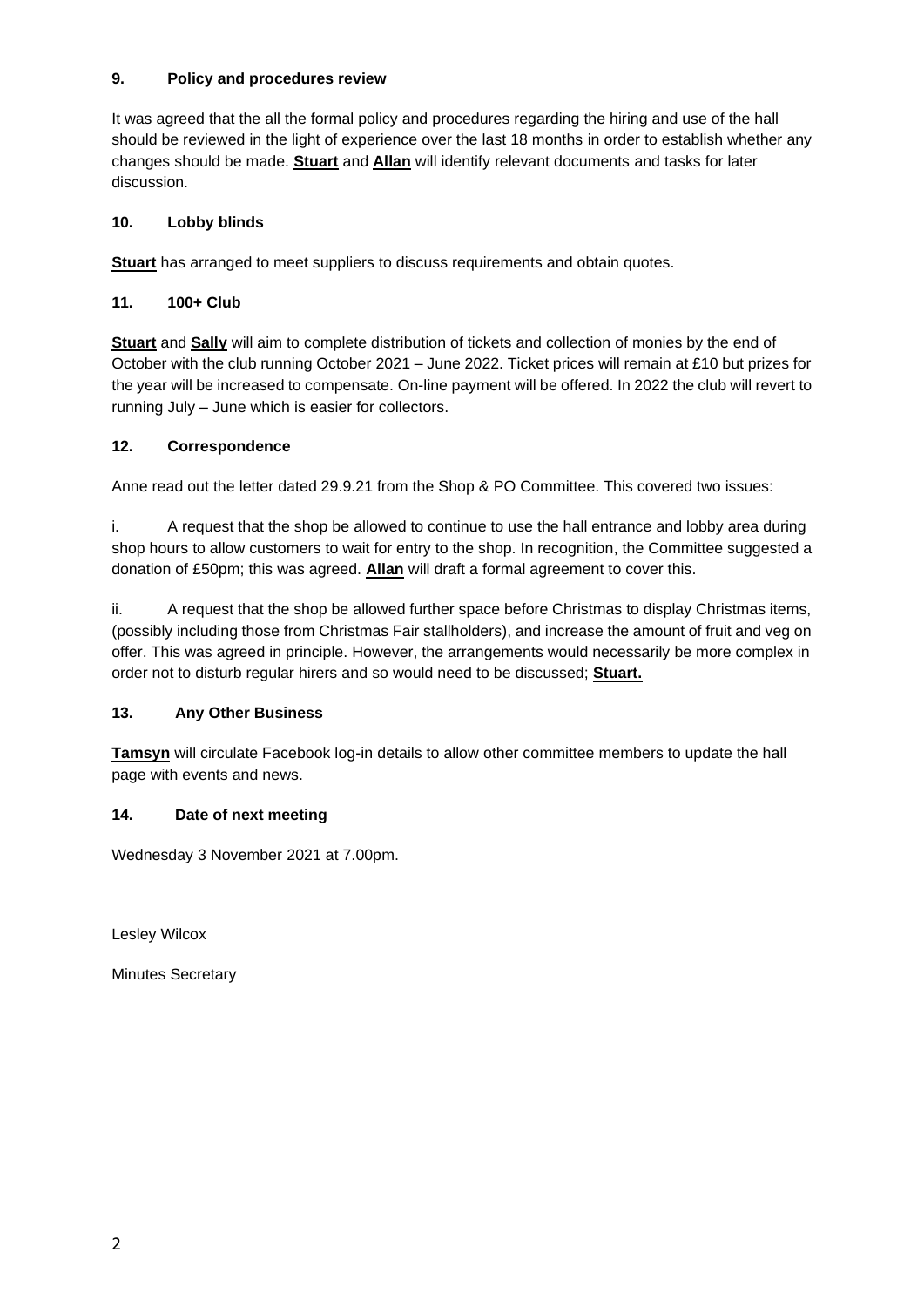### 9. Policy and procedures review

It was agreed that the all the formal policy and procedures regarding the hiring and use of the hall should be reviewed in the light of experience over the last 18 months in order to establish whether any changes should be made. **Stuart** and **Allan** will identify relevant documents and tasks for later discussion.

### 10. Lobby blinds

**Stuart** has arranged to meet suppliers to discuss requirements and obtain quotes.

### 11. 100+ Club

**Stuart** and **Sally** will aim to complete distribution of tickets and collection of monies by the end of October with the club running October 2021 – June 2022. Ticket prices will remain at £10 but prizes for the year will be increased to compensate. On-line payment will be offered. In 2022 the club will revert to running July – June which is easier for collectors.

### 12. Correspondence

Anne read out the letter dated 29.9.21 from the Shop & PO Committee. This covered two issues:

i. A request that the shop be allowed to continue to use the hall entrance and lobby area during shop hours to allow customers to wait for entry to the shop. In recognition, the Committee suggested a donation of £50pm; this was agreed. **Allan** will draft a formal agreement to cover this.

ii. A request that the shop be allowed further space before Christmas to display Christmas items, (possibly including those from Christmas Fair stallholders), and increase the amount of fruit and veg on offer. This was agreed in principle. However, the arrangements would necessarily be more complex in order not to disturb regular hirers and so would need to be discussed; **Stuart.**

### 13. Any Other Business

**Tamsyn** will circulate Facebook log-in details to allow other committee members to update the hall page with events and news.

### 14. Date of next meeting

Wednesday 3 November 2021 at 7.00pm.

Lesley Wilcox

Minutes Secretary